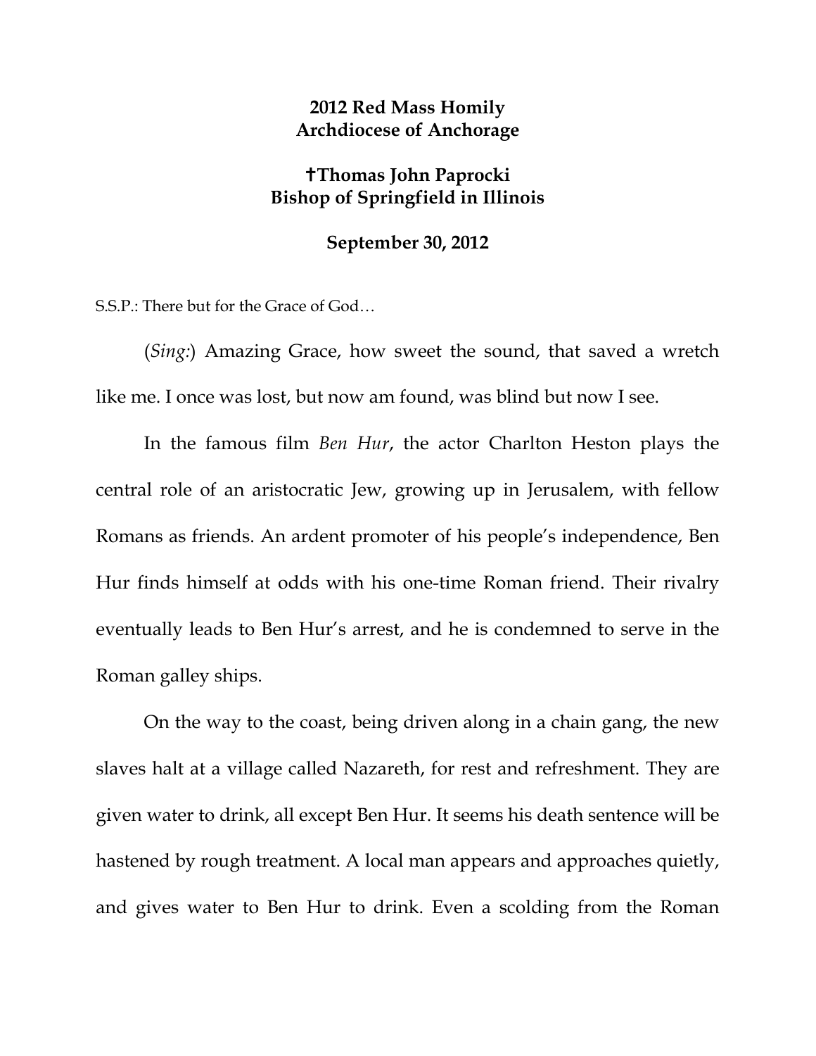**2012 Red Mass Homily**
**Archdiocese of Anchorage**

**✝Thomas John Paprocki**
**Bishop of Springfield in Illinois**

**September 30, 2012**

S.S.P.: There but for the Grace of God…

(*Sing:*) Amazing Grace, how sweet the sound, that saved a wretch like me. I once was lost, but now am found, was blind but now I see.

In the famous film *Ben Hur*, the actor Charlton Heston plays the central role of an aristocratic Jew, growing up in Jerusalem, with fellow Romans as friends. An ardent promoter of his people's independence, Ben Hur finds himself at odds with his one-time Roman friend. Their rivalry eventually leads to Ben Hur's arrest, and he is condemned to serve in the Roman galley ships.

On the way to the coast, being driven along in a chain gang, the new slaves halt at a village called Nazareth, for rest and refreshment. They are given water to drink, all except Ben Hur. It seems his death sentence will be hastened by rough treatment. A local man appears and approaches quietly, and gives water to Ben Hur to drink. Even a scolding from the Roman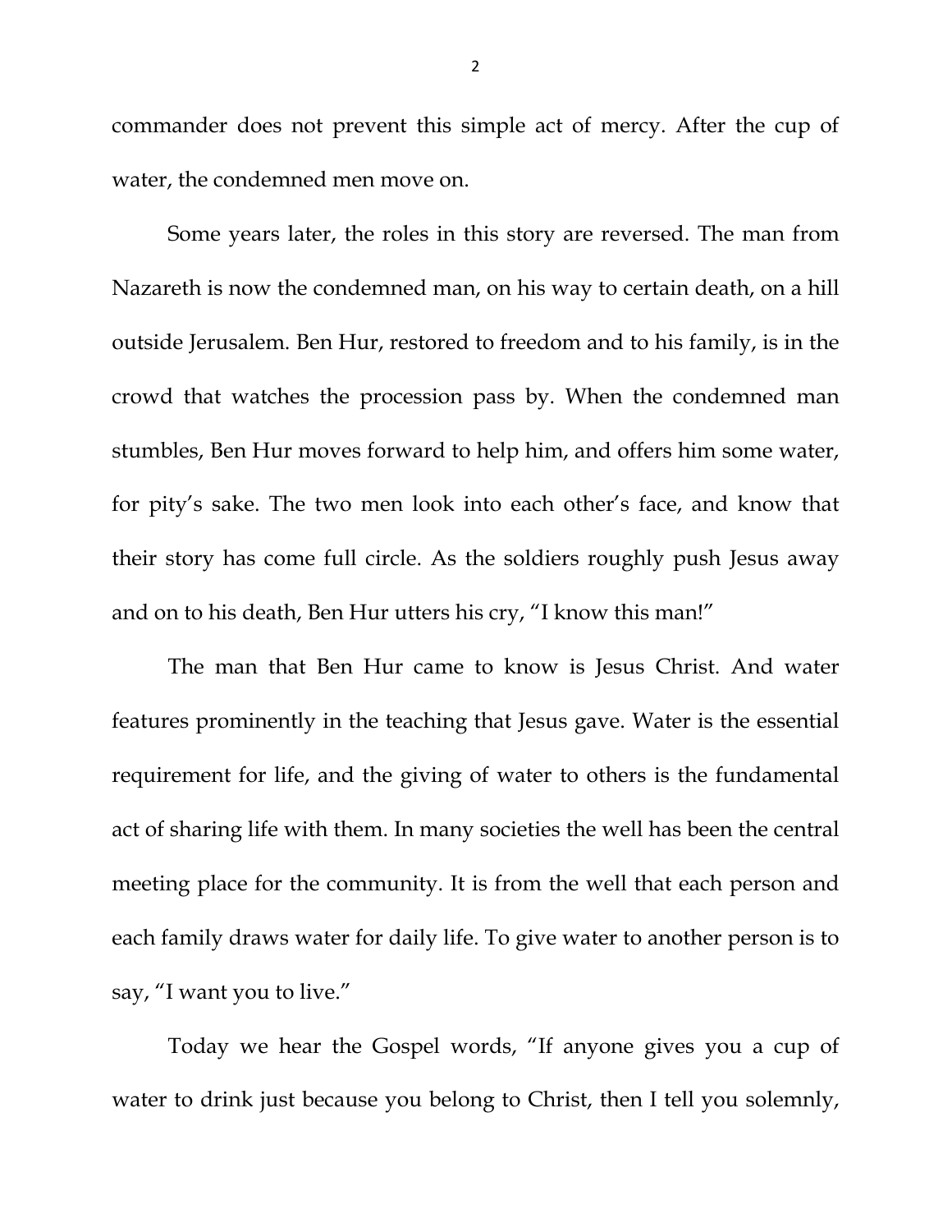commander does not prevent this simple act of mercy. After the cup of water, the condemned men move on.

Some years later, the roles in this story are reversed. The man from Nazareth is now the condemned man, on his way to certain death, on a hill outside Jerusalem. Ben Hur, restored to freedom and to his family, is in the crowd that watches the procession pass by. When the condemned man stumbles, Ben Hur moves forward to help him, and offers him some water, for pity's sake. The two men look into each other's face, and know that their story has come full circle. As the soldiers roughly push Jesus away and on to his death, Ben Hur utters his cry, "I know this man!"

The man that Ben Hur came to know is Jesus Christ. And water features prominently in the teaching that Jesus gave. Water is the essential requirement for life, and the giving of water to others is the fundamental act of sharing life with them. In many societies the well has been the central meeting place for the community. It is from the well that each person and each family draws water for daily life. To give water to another person is to say, "I want you to live."

Today we hear the Gospel words, "If anyone gives you a cup of water to drink just because you belong to Christ, then I tell you solemnly,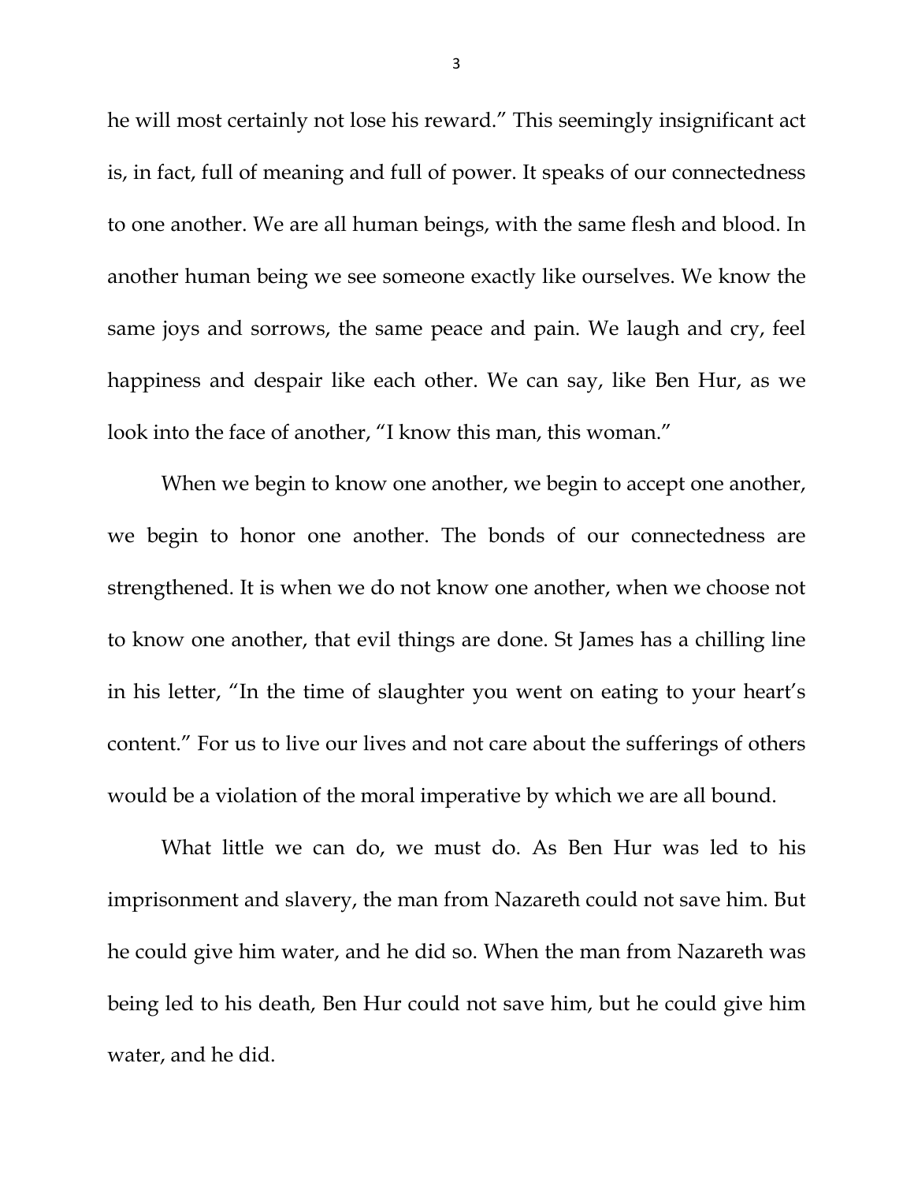he will most certainly not lose his reward." This seemingly insignificant act is, in fact, full of meaning and full of power. It speaks of our connectedness to one another. We are all human beings, with the same flesh and blood. In another human being we see someone exactly like ourselves. We know the same joys and sorrows, the same peace and pain. We laugh and cry, feel happiness and despair like each other. We can say, like Ben Hur, as we look into the face of another, "I know this man, this woman."

When we begin to know one another, we begin to accept one another, we begin to honor one another. The bonds of our connectedness are strengthened. It is when we do not know one another, when we choose not to know one another, that evil things are done. St James has a chilling line in his letter, "In the time of slaughter you went on eating to your heart's content." For us to live our lives and not care about the sufferings of others would be a violation of the moral imperative by which we are all bound.

What little we can do, we must do. As Ben Hur was led to his imprisonment and slavery, the man from Nazareth could not save him. But he could give him water, and he did so. When the man from Nazareth was being led to his death, Ben Hur could not save him, but he could give him water, and he did.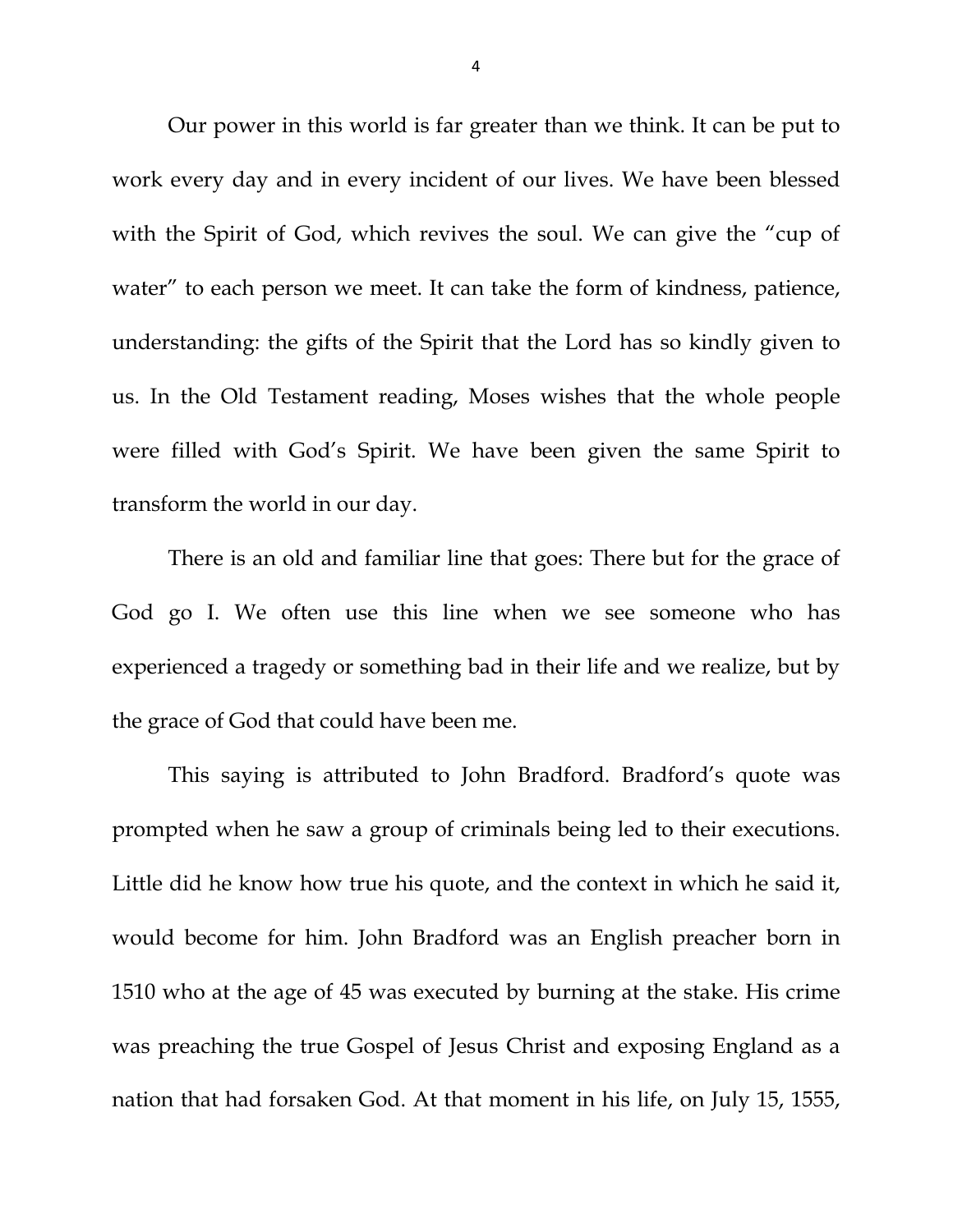Our power in this world is far greater than we think. It can be put to work every day and in every incident of our lives. We have been blessed with the Spirit of God, which revives the soul. We can give the "cup of water" to each person we meet. It can take the form of kindness, patience, understanding: the gifts of the Spirit that the Lord has so kindly given to us. In the Old Testament reading, Moses wishes that the whole people were filled with God's Spirit. We have been given the same Spirit to transform the world in our day.

There is an old and familiar line that goes: There but for the grace of God go I. We often use this line when we see someone who has experienced a tragedy or something bad in their life and we realize, but by the grace of God that could have been me.

This saying is attributed to John Bradford. Bradford's quote was prompted when he saw a group of criminals being led to their executions. Little did he know how true his quote, and the context in which he said it, would become for him. John Bradford was an English preacher born in 1510 who at the age of 45 was executed by burning at the stake. His crime was preaching the true Gospel of Jesus Christ and exposing England as a nation that had forsaken God. At that moment in his life, on July 15, 1555,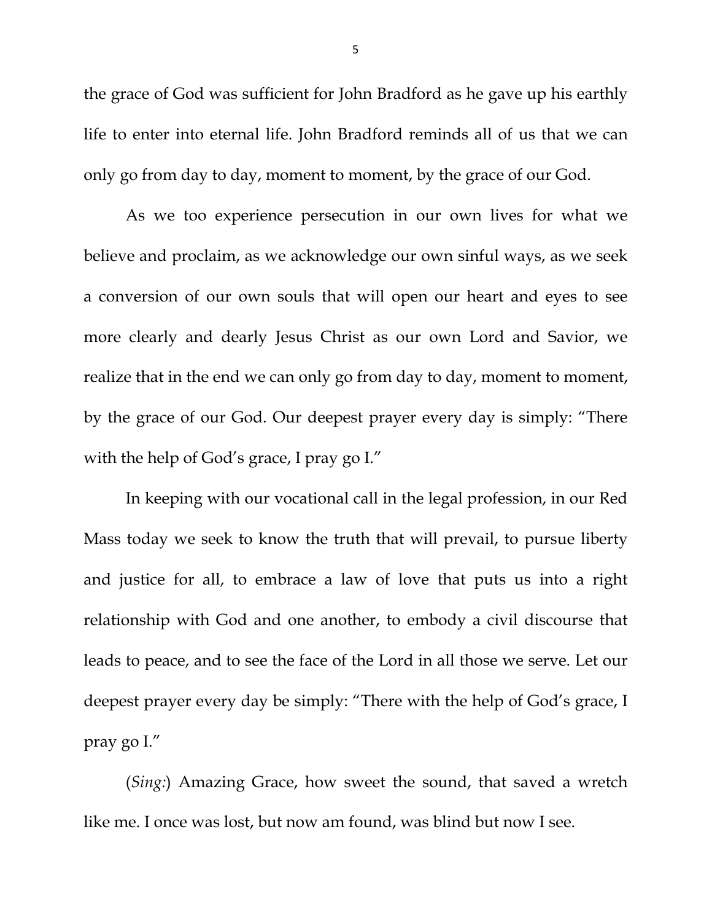the grace of God was sufficient for John Bradford as he gave up his earthly life to enter into eternal life. John Bradford reminds all of us that we can only go from day to day, moment to moment, by the grace of our God.

As we too experience persecution in our own lives for what we believe and proclaim, as we acknowledge our own sinful ways, as we seek a conversion of our own souls that will open our heart and eyes to see more clearly and dearly Jesus Christ as our own Lord and Savior, we realize that in the end we can only go from day to day, moment to moment, by the grace of our God. Our deepest prayer every day is simply: "There with the help of God's grace, I pray go I."

In keeping with our vocational call in the legal profession, in our Red Mass today we seek to know the truth that will prevail, to pursue liberty and justice for all, to embrace a law of love that puts us into a right relationship with God and one another, to embody a civil discourse that leads to peace, and to see the face of the Lord in all those we serve. Let our deepest prayer every day be simply: "There with the help of God's grace, I pray go I."

(*Sing:*) Amazing Grace, how sweet the sound, that saved a wretch like me. I once was lost, but now am found, was blind but now I see.